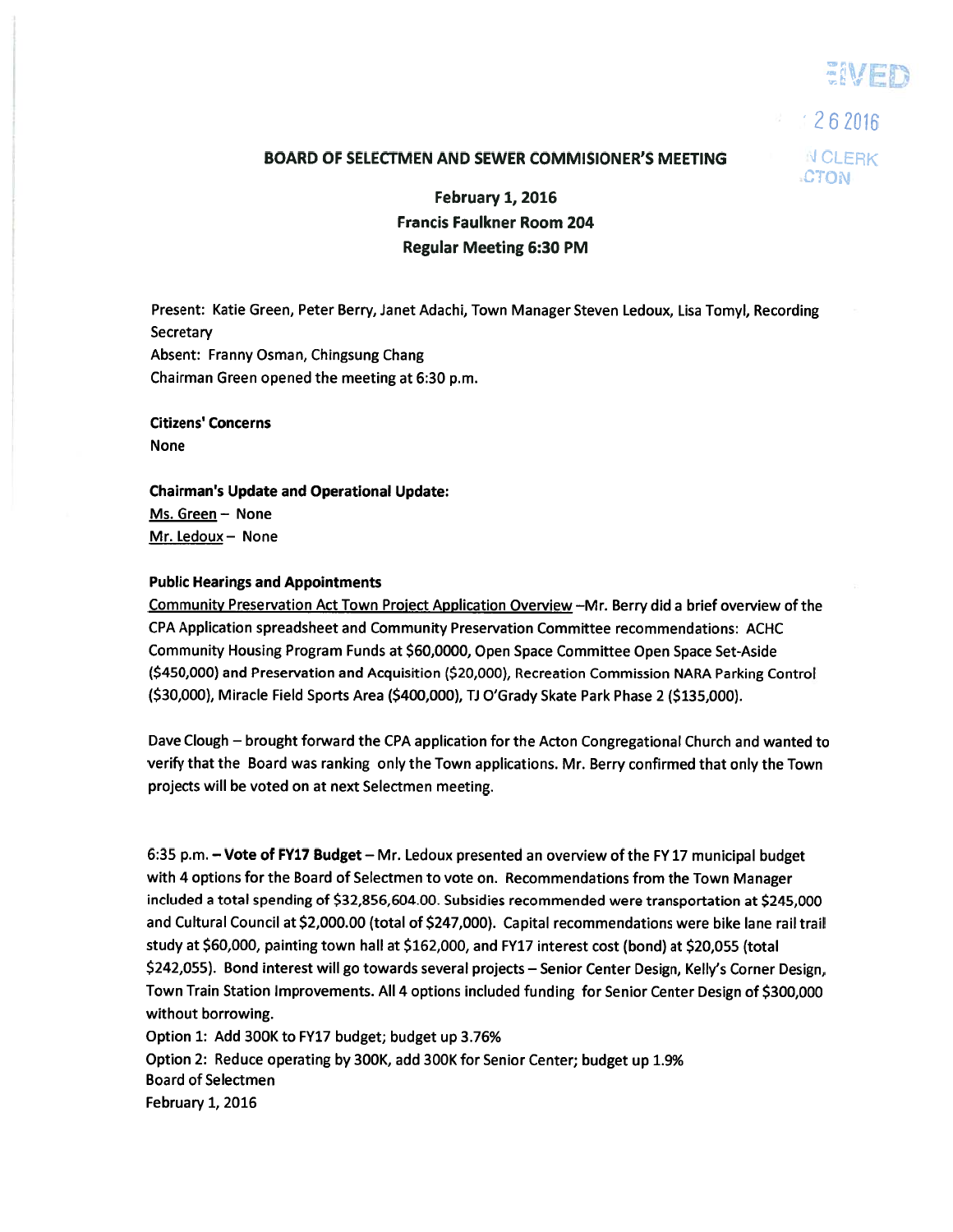## BOARD OF SELECTMEN AND SEWER COMMISIONER'S MEETING

**February 1, 2016**
**Francis Faulkner Room 204**
**Regular Meeting 6:30 PM**

Present: Katie Green, Peter Berry, Janet Adachi, Town Manager Steven Ledoux, Lisa Tomyl, Recording Secretary
Absent: Franny Osman, Chingsung Chang
Chairman Green opened the meeting at 6:30 p.m.

**Citizens' Concerns**
None

**Chairman's Update and Operational Update:**
Ms. Green – None
Mr. Ledoux – None

**Public Hearings and Appointments**

Community Preservation Act Town Project Application Overview –Mr. Berry did a brief overview of the CPA Application spreadsheet and Community Preservation Committee recommendations: ACHC Community Housing Program Funds at $60,0000, Open Space Committee Open Space Set-Aside ($450,000) and Preservation and Acquisition ($20,000), Recreation Commission NARA Parking Control ($30,000), Miracle Field Sports Area ($400,000), TJ O'Grady Skate Park Phase 2 ($135,000).

Dave Clough – brought forward the CPA application for the Acton Congregational Church and wanted to verify that the Board was ranking only the Town applications. Mr. Berry confirmed that only the Town projects will be voted on at next Selectmen meeting.

6:35 p.m. – **Vote of FY17 Budget** – Mr. Ledoux presented an overview of the FY 17 municipal budget with 4 options for the Board of Selectmen to vote on. Recommendations from the Town Manager included a total spending of $32,856,604.00. Subsidies recommended were transportation at $245,000 and Cultural Council at $2,000.00 (total of $247,000). Capital recommendations were bike lane rail trail study at $60,000, painting town hall at $162,000, and FY17 interest cost (bond) at $20,055 (total $242,055). Bond interest will go towards several projects – Senior Center Design, Kelly's Corner Design, Town Train Station Improvements. All 4 options included funding for Senior Center Design of $300,000 without borrowing.

Option 1: Add 300K to FY17 budget; budget up 3.76%
Option 2: Reduce operating by 300K, add 300K for Senior Center; budget up 1.9%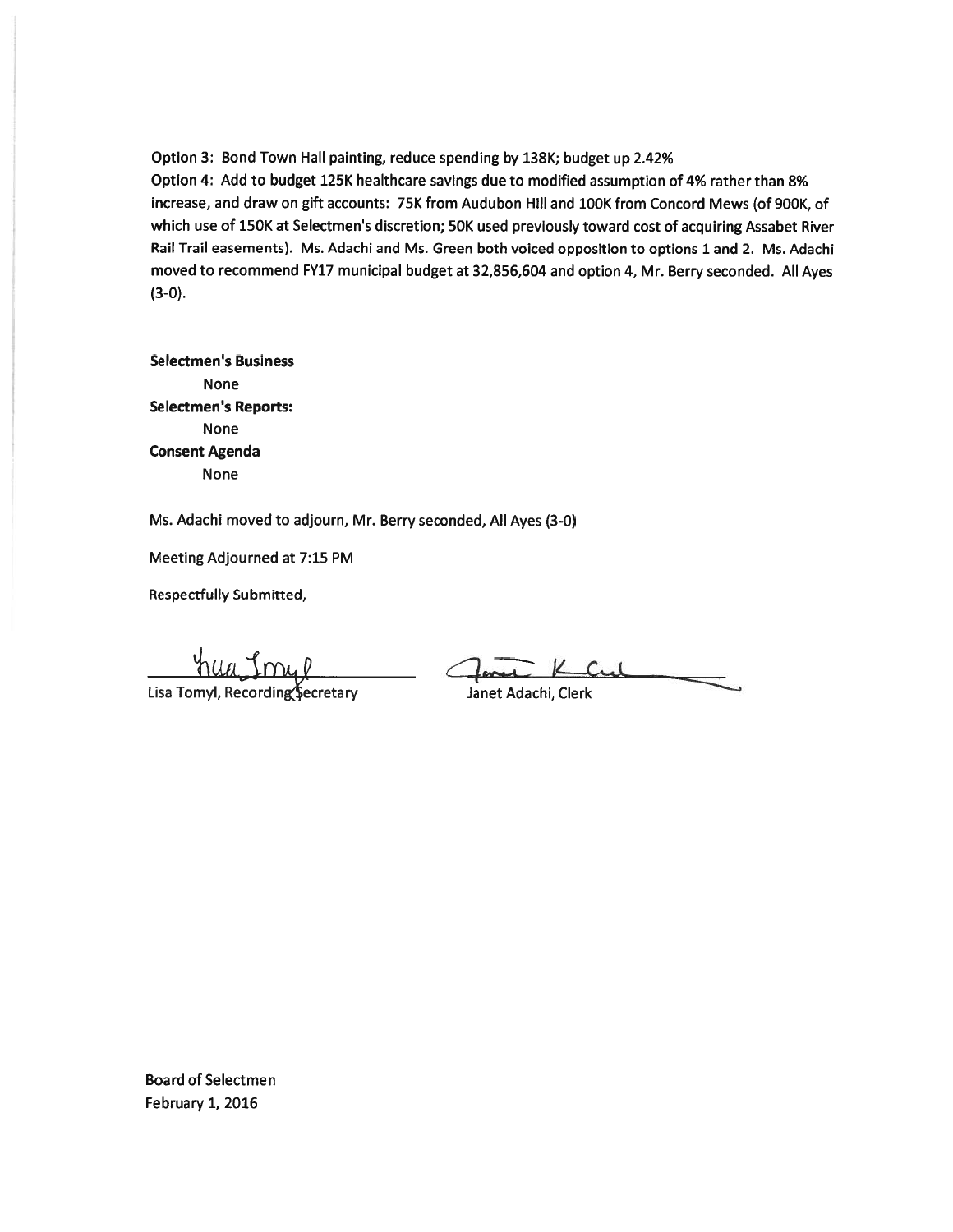Option 3: Bond Town Hall painting, reduce spending by 138K; budget up 2.42%

Option 4: Add to budget 125K healthcare savings due to modified assumption of 4% rather than 8% increase, and draw on gift accounts: 75K from Audubon Hill and 100K from Concord Mews (of 900K, of which use of 150K at Selectmen's discretion; 50K used previously toward cost of acquiring Assabet River Rail Trail easements). Ms. Adachi and Ms. Green both voiced opposition to options 1 and 2. Ms. Adachi moved to recommend FY17 municipal budget at 32,856,604 and option 4, Mr. Berry seconded. All Ayes (3-0).

**Selectmen's Business**

None

**Selectmen's Reports:**

None

**Consent Agenda**

None

Ms. Adachi moved to adjourn, Mr. Berry seconded, All Ayes (3-0)

Meeting Adjourned at 7:15 PM

Respectfully Submitted,

Lisa Tomyl, Recording Secretary

Janet Adachi, Clerk

Board of Selectmen
February 1, 2016